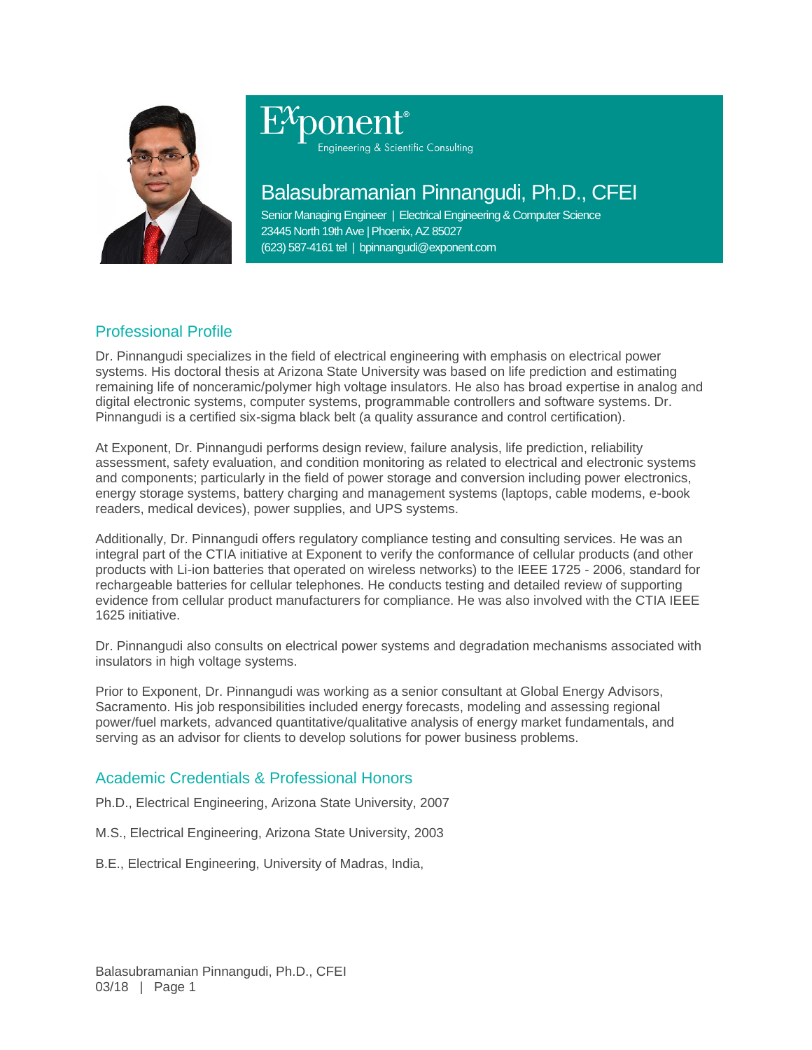Exponent®
Engineering & Scientific Consulting

# Balasubramanian Pinnangudi, Ph.D., CFEI

Senior Managing Engineer | Electrical Engineering & Computer Science
23445 North 19th Ave | Phoenix, AZ 85027
(623) 587-4161 tel | bpinnangudi@exponent.com

## Professional Profile

Dr. Pinnangudi specializes in the field of electrical engineering with emphasis on electrical power systems. His doctoral thesis at Arizona State University was based on life prediction and estimating remaining life of nonceramic/polymer high voltage insulators. He also has broad expertise in analog and digital electronic systems, computer systems, programmable controllers and software systems. Dr. Pinnangudi is a certified six-sigma black belt (a quality assurance and control certification).

At Exponent, Dr. Pinnangudi performs design review, failure analysis, life prediction, reliability assessment, safety evaluation, and condition monitoring as related to electrical and electronic systems and components; particularly in the field of power storage and conversion including power electronics, energy storage systems, battery charging and management systems (laptops, cable modems, e-book readers, medical devices), power supplies, and UPS systems.

Additionally, Dr. Pinnangudi offers regulatory compliance testing and consulting services. He was an integral part of the CTIA initiative at Exponent to verify the conformance of cellular products (and other products with Li-ion batteries that operated on wireless networks) to the IEEE 1725 - 2006, standard for rechargeable batteries for cellular telephones. He conducts testing and detailed review of supporting evidence from cellular product manufacturers for compliance. He was also involved with the CTIA IEEE 1625 initiative.

Dr. Pinnangudi also consults on electrical power systems and degradation mechanisms associated with insulators in high voltage systems.

Prior to Exponent, Dr. Pinnangudi was working as a senior consultant at Global Energy Advisors, Sacramento. His job responsibilities included energy forecasts, modeling and assessing regional power/fuel markets, advanced quantitative/qualitative analysis of energy market fundamentals, and serving as an advisor for clients to develop solutions for power business problems.

## Academic Credentials & Professional Honors

Ph.D., Electrical Engineering, Arizona State University, 2007

M.S., Electrical Engineering, Arizona State University, 2003

B.E., Electrical Engineering, University of Madras, India,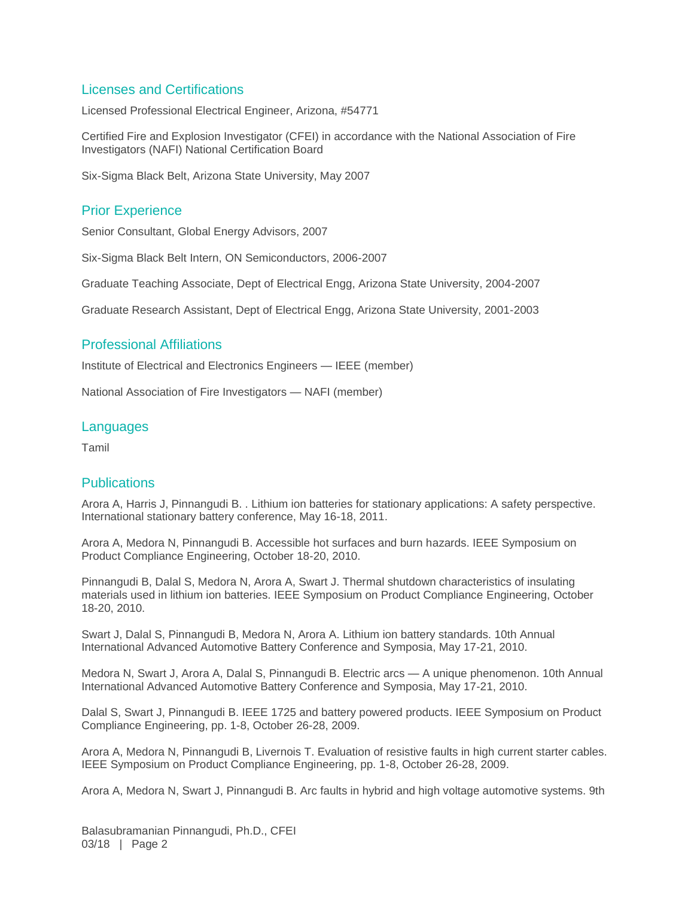## Licenses and Certifications

Licensed Professional Electrical Engineer, Arizona, #54771

Certified Fire and Explosion Investigator (CFEI) in accordance with the National Association of Fire Investigators (NAFI) National Certification Board

Six-Sigma Black Belt, Arizona State University, May 2007

## Prior Experience

Senior Consultant, Global Energy Advisors, 2007

Six-Sigma Black Belt Intern, ON Semiconductors, 2006-2007

Graduate Teaching Associate, Dept of Electrical Engg, Arizona State University, 2004-2007

Graduate Research Assistant, Dept of Electrical Engg, Arizona State University, 2001-2003

## Professional Affiliations

Institute of Electrical and Electronics Engineers — IEEE (member)

National Association of Fire Investigators — NAFI (member)

## Languages

Tamil

## Publications

Arora A, Harris J, Pinnangudi B. . Lithium ion batteries for stationary applications: A safety perspective. International stationary battery conference, May 16-18, 2011.

Arora A, Medora N, Pinnangudi B. Accessible hot surfaces and burn hazards. IEEE Symposium on Product Compliance Engineering, October 18-20, 2010.

Pinnangudi B, Dalal S, Medora N, Arora A, Swart J. Thermal shutdown characteristics of insulating materials used in lithium ion batteries. IEEE Symposium on Product Compliance Engineering, October 18-20, 2010.

Swart J, Dalal S, Pinnangudi B, Medora N, Arora A. Lithium ion battery standards. 10th Annual International Advanced Automotive Battery Conference and Symposia, May 17-21, 2010.

Medora N, Swart J, Arora A, Dalal S, Pinnangudi B. Electric arcs — A unique phenomenon. 10th Annual International Advanced Automotive Battery Conference and Symposia, May 17-21, 2010.

Dalal S, Swart J, Pinnangudi B. IEEE 1725 and battery powered products. IEEE Symposium on Product Compliance Engineering, pp. 1-8, October 26-28, 2009.

Arora A, Medora N, Pinnangudi B, Livernois T. Evaluation of resistive faults in high current starter cables. IEEE Symposium on Product Compliance Engineering, pp. 1-8, October 26-28, 2009.

Arora A, Medora N, Swart J, Pinnangudi B. Arc faults in hybrid and high voltage automotive systems. 9th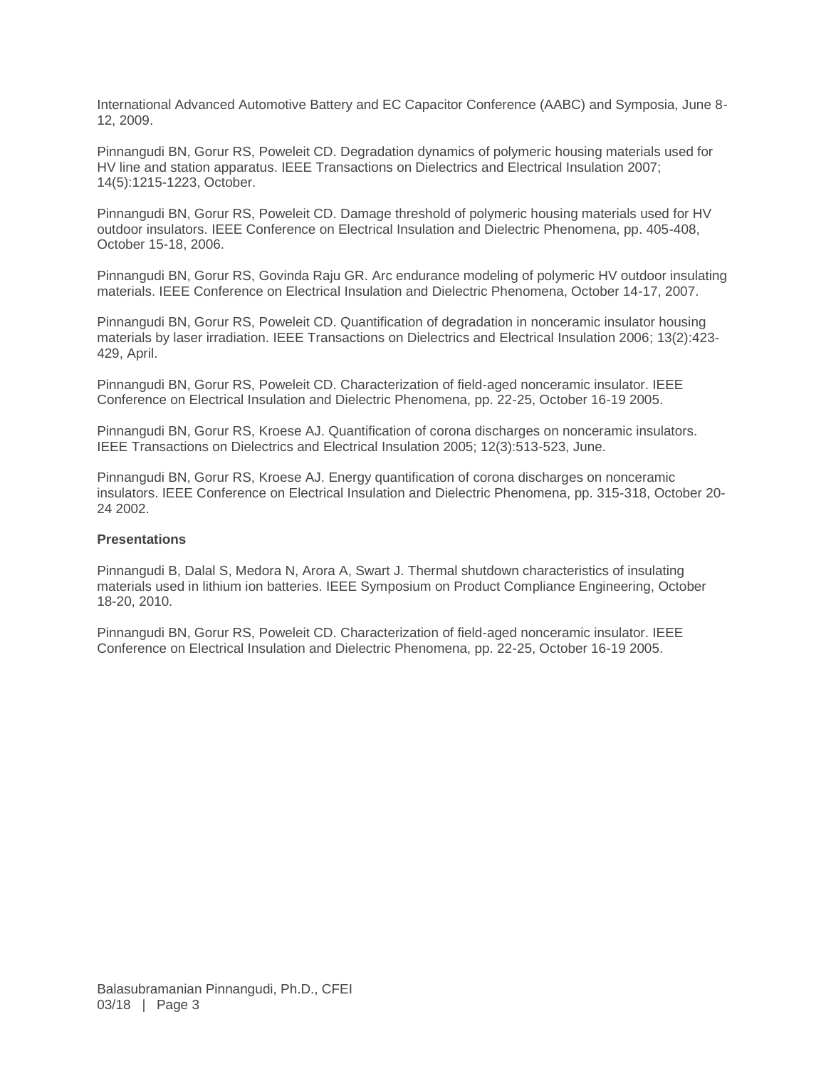International Advanced Automotive Battery and EC Capacitor Conference (AABC) and Symposia, June 8-12, 2009.

Pinnangudi BN, Gorur RS, Poweleit CD. Degradation dynamics of polymeric housing materials used for HV line and station apparatus. IEEE Transactions on Dielectrics and Electrical Insulation 2007; 14(5):1215-1223, October.

Pinnangudi BN, Gorur RS, Poweleit CD. Damage threshold of polymeric housing materials used for HV outdoor insulators. IEEE Conference on Electrical Insulation and Dielectric Phenomena, pp. 405-408, October 15-18, 2006.

Pinnangudi BN, Gorur RS, Govinda Raju GR. Arc endurance modeling of polymeric HV outdoor insulating materials. IEEE Conference on Electrical Insulation and Dielectric Phenomena, October 14-17, 2007.

Pinnangudi BN, Gorur RS, Poweleit CD. Quantification of degradation in nonceramic insulator housing materials by laser irradiation. IEEE Transactions on Dielectrics and Electrical Insulation 2006; 13(2):423-429, April.

Pinnangudi BN, Gorur RS, Poweleit CD. Characterization of field-aged nonceramic insulator. IEEE Conference on Electrical Insulation and Dielectric Phenomena, pp. 22-25, October 16-19 2005.

Pinnangudi BN, Gorur RS, Kroese AJ. Quantification of corona discharges on nonceramic insulators. IEEE Transactions on Dielectrics and Electrical Insulation 2005; 12(3):513-523, June.

Pinnangudi BN, Gorur RS, Kroese AJ. Energy quantification of corona discharges on nonceramic insulators. IEEE Conference on Electrical Insulation and Dielectric Phenomena, pp. 315-318, October 20-24 2002.

**Presentations**

Pinnangudi B, Dalal S, Medora N, Arora A, Swart J. Thermal shutdown characteristics of insulating materials used in lithium ion batteries. IEEE Symposium on Product Compliance Engineering, October 18-20, 2010.

Pinnangudi BN, Gorur RS, Poweleit CD. Characterization of field-aged nonceramic insulator. IEEE Conference on Electrical Insulation and Dielectric Phenomena, pp. 22-25, October 16-19 2005.